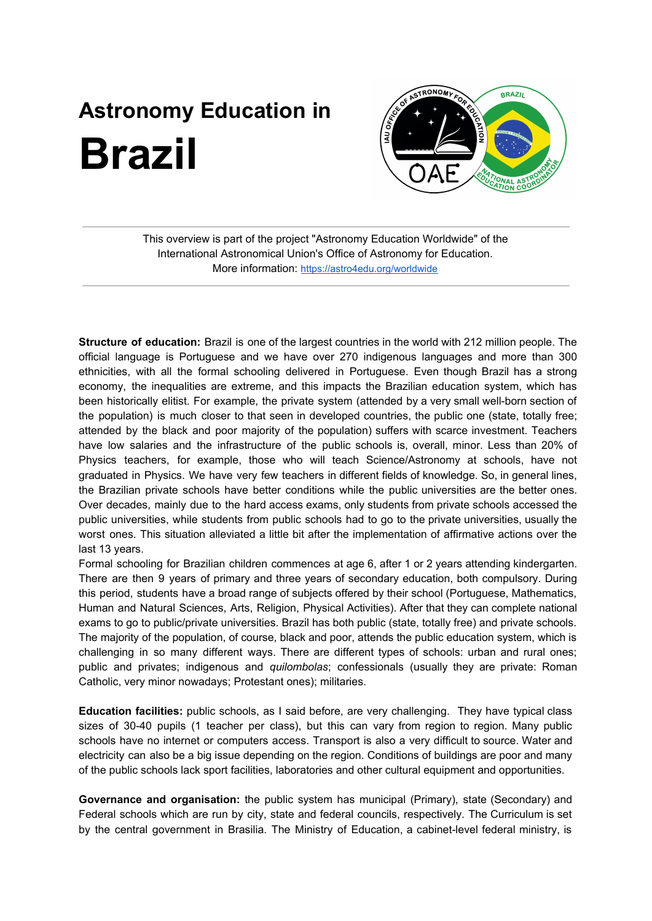# Astronomy Education in

# Brazil

This overview is part of the project "Astronomy Education Worldwide" of the International Astronomical Union's Office of Astronomy for Education.
More information: https://astro4edu.org/worldwide

**Structure of education:** Brazil is one of the largest countries in the world with 212 million people. The official language is Portuguese and we have over 270 indigenous languages and more than 300 ethnicities, with all the formal schooling delivered in Portuguese. Even though Brazil has a strong economy, the inequalities are extreme, and this impacts the Brazilian education system, which has been historically elitist. For example, the private system (attended by a very small well-born section of the population) is much closer to that seen in developed countries, the public one (state, totally free; attended by the black and poor majority of the population) suffers with scarce investment. Teachers have low salaries and the infrastructure of the public schools is, overall, minor. Less than 20% of Physics teachers, for example, those who will teach Science/Astronomy at schools, have not graduated in Physics. We have very few teachers in different fields of knowledge. So, in general lines, the Brazilian private schools have better conditions while the public universities are the better ones. Over decades, mainly due to the hard access exams, only students from private schools accessed the public universities, while students from public schools had to go to the private universities, usually the worst ones. This situation alleviated a little bit after the implementation of affirmative actions over the last 13 years.
Formal schooling for Brazilian children commences at age 6, after 1 or 2 years attending kindergarten. There are then 9 years of primary and three years of secondary education, both compulsory. During this period, students have a broad range of subjects offered by their school (Portuguese, Mathematics, Human and Natural Sciences, Arts, Religion, Physical Activities). After that they can complete national exams to go to public/private universities. Brazil has both public (state, totally free) and private schools. The majority of the population, of course, black and poor, attends the public education system, which is challenging in so many different ways. There are different types of schools: urban and rural ones; public and privates; indigenous and *quilombolas*; confessionals (usually they are private: Roman Catholic, very minor nowadays; Protestant ones); militaries.

**Education facilities:** public schools, as I said before, are very challenging. They have typical class sizes of 30-40 pupils (1 teacher per class), but this can vary from region to region. Many public schools have no internet or computers access. Transport is also a very difficult to source. Water and electricity can also be a big issue depending on the region. Conditions of buildings are poor and many of the public schools lack sport facilities, laboratories and other cultural equipment and opportunities.

**Governance and organisation:** the public system has municipal (Primary), state (Secondary) and Federal schools which are run by city, state and federal councils, respectively. The Curriculum is set by the central government in Brasilia. The Ministry of Education, a cabinet-level federal ministry, is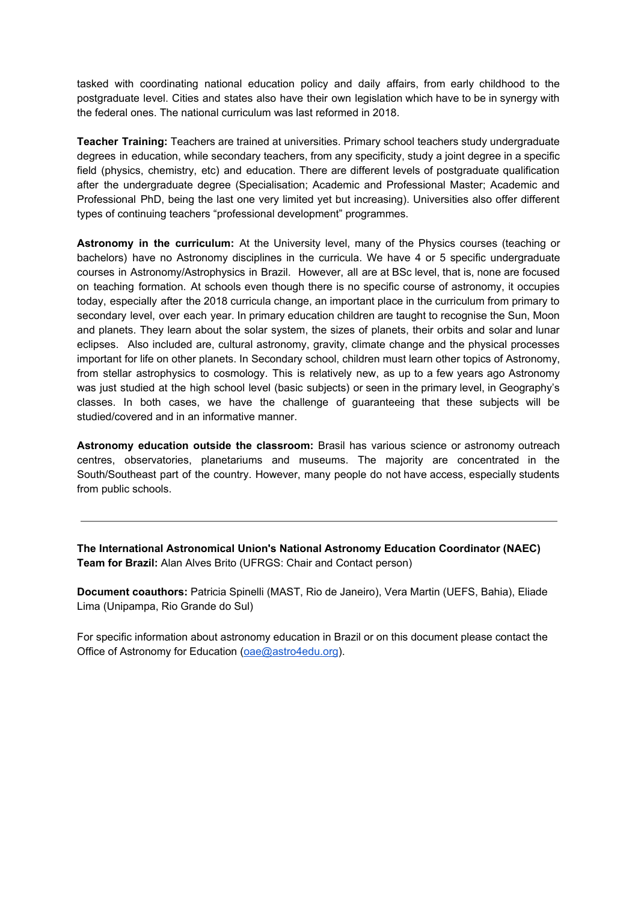tasked with coordinating national education policy and daily affairs, from early childhood to the postgraduate level. Cities and states also have their own legislation which have to be in synergy with the federal ones. The national curriculum was last reformed in 2018.

**Teacher Training:** Teachers are trained at universities. Primary school teachers study undergraduate degrees in education, while secondary teachers, from any specificity, study a joint degree in a specific field (physics, chemistry, etc) and education. There are different levels of postgraduate qualification after the undergraduate degree (Specialisation; Academic and Professional Master; Academic and Professional PhD, being the last one very limited yet but increasing). Universities also offer different types of continuing teachers "professional development" programmes.

**Astronomy in the curriculum:** At the University level, many of the Physics courses (teaching or bachelors) have no Astronomy disciplines in the curricula. We have 4 or 5 specific undergraduate courses in Astronomy/Astrophysics in Brazil. However, all are at BSc level, that is, none are focused on teaching formation. At schools even though there is no specific course of astronomy, it occupies today, especially after the 2018 curricula change, an important place in the curriculum from primary to secondary level, over each year. In primary education children are taught to recognise the Sun, Moon and planets. They learn about the solar system, the sizes of planets, their orbits and solar and lunar eclipses. Also included are, cultural astronomy, gravity, climate change and the physical processes important for life on other planets. In Secondary school, children must learn other topics of Astronomy, from stellar astrophysics to cosmology. This is relatively new, as up to a few years ago Astronomy was just studied at the high school level (basic subjects) or seen in the primary level, in Geography's classes. In both cases, we have the challenge of guaranteeing that these subjects will be studied/covered and in an informative manner.

**Astronomy education outside the classroom:** Brasil has various science or astronomy outreach centres, observatories, planetariums and museums. The majority are concentrated in the South/Southeast part of the country. However, many people do not have access, especially students from public schools.

---

**The International Astronomical Union's National Astronomy Education Coordinator (NAEC) Team for Brazil:** Alan Alves Brito (UFRGS: Chair and Contact person)

**Document coauthors:** Patricia Spinelli (MAST, Rio de Janeiro), Vera Martin (UEFS, Bahia), Eliade Lima (Unipampa, Rio Grande do Sul)

For specific information about astronomy education in Brazil or on this document please contact the Office of Astronomy for Education (oae@astro4edu.org).